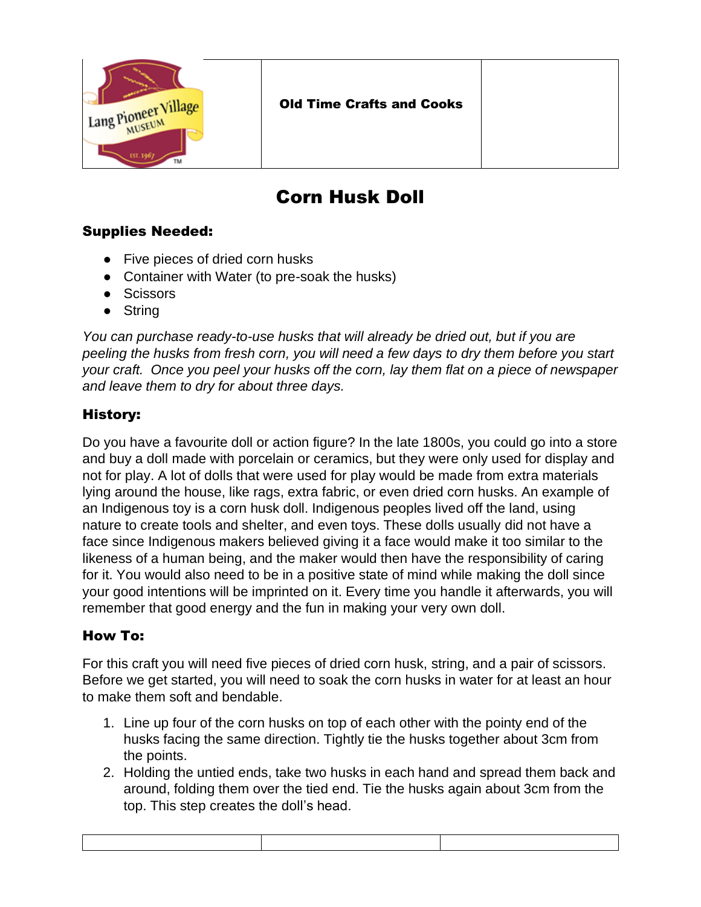| Lang Pioneer Village MUSEUM EST. 1967 | **Old Time Crafts and Cooks** | |
|---|---|---|

# Corn Husk Doll

### Supplies Needed:

- Five pieces of dried corn husks
- Container with Water (to pre-soak the husks)
- Scissors
- String

*You can purchase ready-to-use husks that will already be dried out, but if you are peeling the husks from fresh corn, you will need a few days to dry them before you start your craft. Once you peel your husks off the corn, lay them flat on a piece of newspaper and leave them to dry for about three days.*

### History:

Do you have a favourite doll or action figure? In the late 1800s, you could go into a store and buy a doll made with porcelain or ceramics, but they were only used for display and not for play. A lot of dolls that were used for play would be made from extra materials lying around the house, like rags, extra fabric, or even dried corn husks. An example of an Indigenous toy is a corn husk doll. Indigenous peoples lived off the land, using nature to create tools and shelter, and even toys. These dolls usually did not have a face since Indigenous makers believed giving it a face would make it too similar to the likeness of a human being, and the maker would then have the responsibility of caring for it. You would also need to be in a positive state of mind while making the doll since your good intentions will be imprinted on it. Every time you handle it afterwards, you will remember that good energy and the fun in making your very own doll.

### How To:

For this craft you will need five pieces of dried corn husk, string, and a pair of scissors. Before we get started, you will need to soak the corn husks in water for at least an hour to make them soft and bendable.

1. Line up four of the corn husks on top of each other with the pointy end of the husks facing the same direction. Tightly tie the husks together about 3cm from the points.
2. Holding the untied ends, take two husks in each hand and spread them back and around, folding them over the tied end. Tie the husks again about 3cm from the top. This step creates the doll's head.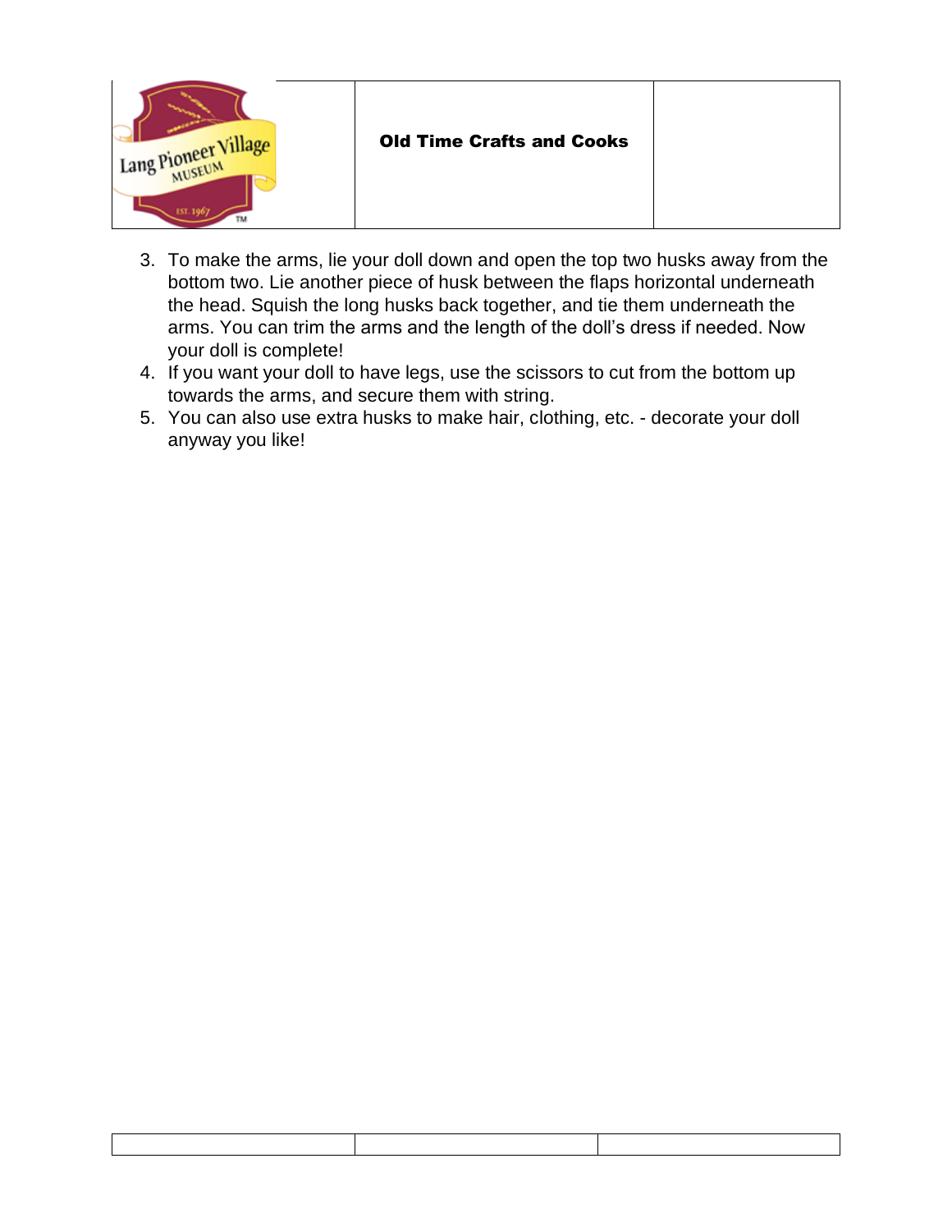3. To make the arms, lie your doll down and open the top two husks away from the bottom two. Lie another piece of husk between the flaps horizontal underneath the head. Squish the long husks back together, and tie them underneath the arms. You can trim the arms and the length of the doll's dress if needed. Now your doll is complete!
4. If you want your doll to have legs, use the scissors to cut from the bottom up towards the arms, and secure them with string.
5. You can also use extra husks to make hair, clothing, etc. - decorate your doll anyway you like!